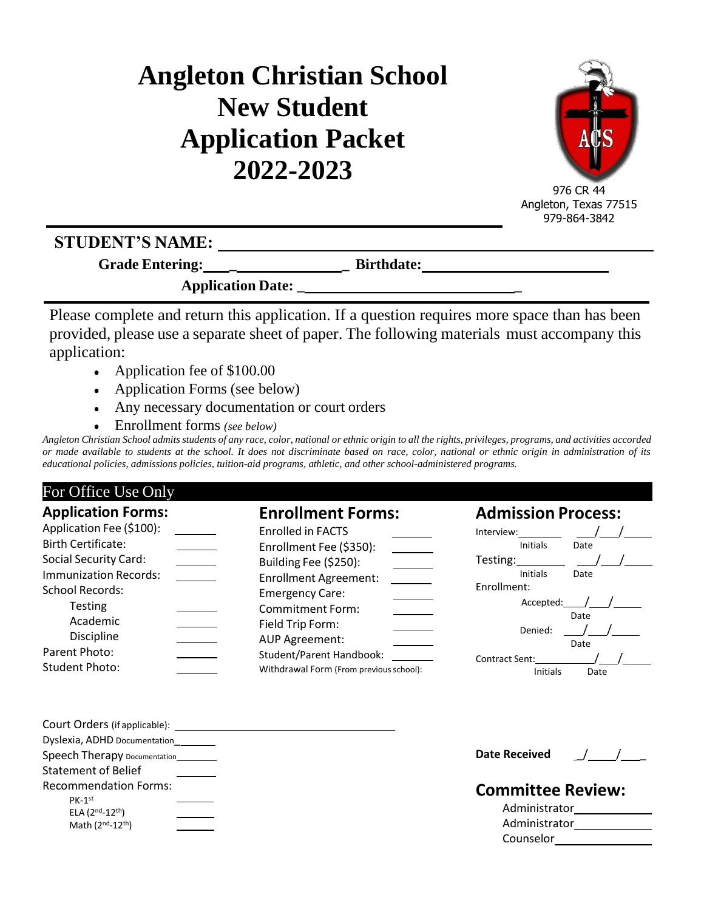# Angleton Christian School
# New Student Application Packet
# 2022-2023

976 CR 44
Angleton, Texas 77515
979-864-3842

**STUDENT'S NAME:** ______________________________

**Grade Entering:** ______________ **Birthdate:** ______________________

**Application Date:** ____________________________

Please complete and return this application. If a question requires more space than has been provided, please use a separate sheet of paper. The following materials must accompany this application:

- Application fee of $100.00
- Application Forms (see below)
- Any necessary documentation or court orders
- Enrollment forms *(see below)*

*Angleton Christian School admits students of any race, color, national or ethnic origin to all the rights, privileges, programs, and activities accorded or made available to students at the school. It does not discriminate based on race, color, national or ethnic origin in administration of its educational policies, admissions policies, tuition-aid programs, athletic, and other school-administered programs.*

## For Office Use Only

### Application Forms:

- Application Fee ($100): _______
- Birth Certificate: _______
- Social Security Card: _______
- Immunization Records: _______
- School Records:
  - Testing _______
  - Academic _______
  - Discipline _______
- Parent Photo: _______
- Student Photo: _______

### Enrollment Forms:

- Enrolled in FACTS _______
- Enrollment Fee ($350): _______
- Building Fee ($250): _______
- Enrollment Agreement: _______
- Emergency Care: _______
- Commitment Form: _______
- Field Trip Form: _______
- AUP Agreement: _______
- Student/Parent Handbook: _______
- Withdrawal Form (From previous school): _______

### Admission Process:

Interview: _______ (Initials) ___/___/_____ (Date)

Testing: _______ (Initials) ___/___/_____ (Date)

Enrollment:

- Accepted: ___/___/_____ (Date)
- Denied: ___/___/_____ (Date)

Contract Sent: _______ (Initials) ___/___/_____ (Date)

Court Orders (if applicable): ______________________________

Dyslexia, ADHD Documentation _______

Speech Therapy Documentation _______

Statement of Belief _______

Recommendation Forms:

- PK-1st _______
- ELA (2nd-12th) _______
- Math (2nd-12th) _______

**Date Received** ___/___/___

### Committee Review:

Administrator ______________

Administrator ______________

Counselor ______________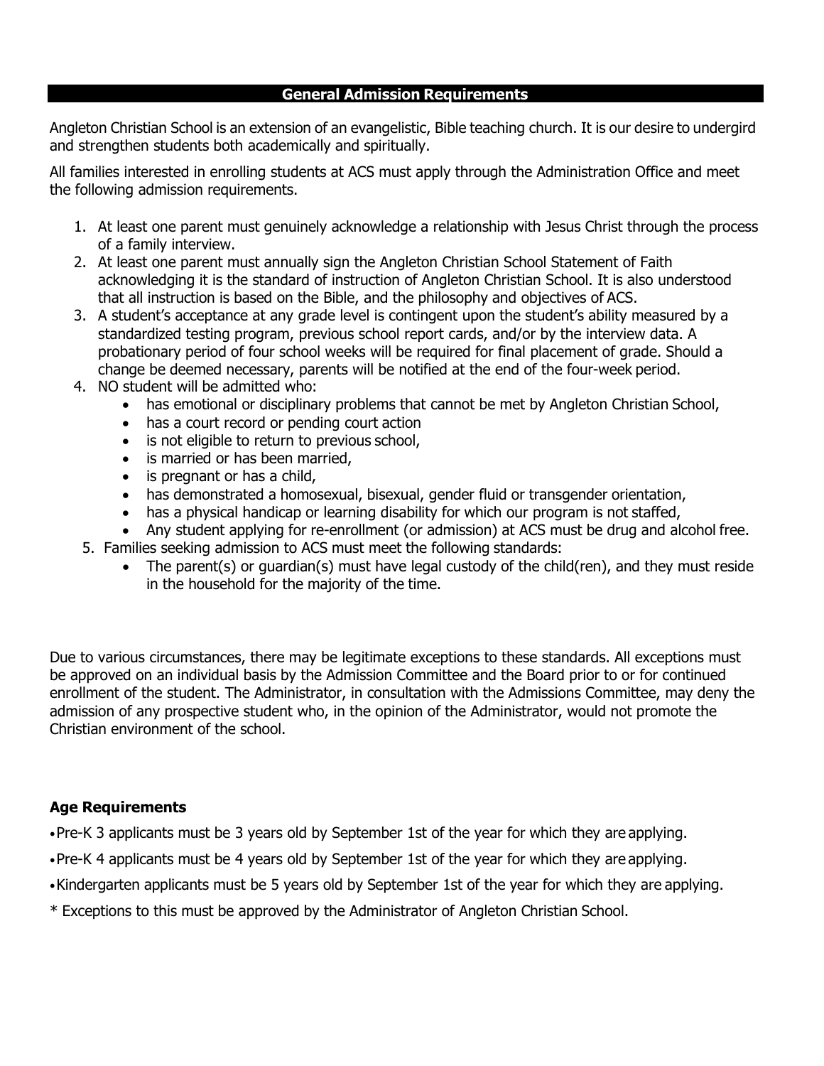## General Admission Requirements

Angleton Christian School is an extension of an evangelistic, Bible teaching church. It is our desire to undergird and strengthen students both academically and spiritually.

All families interested in enrolling students at ACS must apply through the Administration Office and meet the following admission requirements.

1. At least one parent must genuinely acknowledge a relationship with Jesus Christ through the process of a family interview.
2. At least one parent must annually sign the Angleton Christian School Statement of Faith acknowledging it is the standard of instruction of Angleton Christian School. It is also understood that all instruction is based on the Bible, and the philosophy and objectives of ACS.
3. A student's acceptance at any grade level is contingent upon the student's ability measured by a standardized testing program, previous school report cards, and/or by the interview data. A probationary period of four school weeks will be required for final placement of grade. Should a change be deemed necessary, parents will be notified at the end of the four-week period.
4. NO student will be admitted who:
   - has emotional or disciplinary problems that cannot be met by Angleton Christian School,
   - has a court record or pending court action
   - is not eligible to return to previous school,
   - is married or has been married,
   - is pregnant or has a child,
   - has demonstrated a homosexual, bisexual, gender fluid or transgender orientation,
   - has a physical handicap or learning disability for which our program is not staffed,
   - Any student applying for re-enrollment (or admission) at ACS must be drug and alcohol free.
5. Families seeking admission to ACS must meet the following standards:
   - The parent(s) or guardian(s) must have legal custody of the child(ren), and they must reside in the household for the majority of the time.

Due to various circumstances, there may be legitimate exceptions to these standards. All exceptions must be approved on an individual basis by the Admission Committee and the Board prior to or for continued enrollment of the student. The Administrator, in consultation with the Admissions Committee, may deny the admission of any prospective student who, in the opinion of the Administrator, would not promote the Christian environment of the school.

### Age Requirements

- Pre-K 3 applicants must be 3 years old by September 1st of the year for which they are applying.
- Pre-K 4 applicants must be 4 years old by September 1st of the year for which they are applying.
- Kindergarten applicants must be 5 years old by September 1st of the year for which they are applying.

\* Exceptions to this must be approved by the Administrator of Angleton Christian School.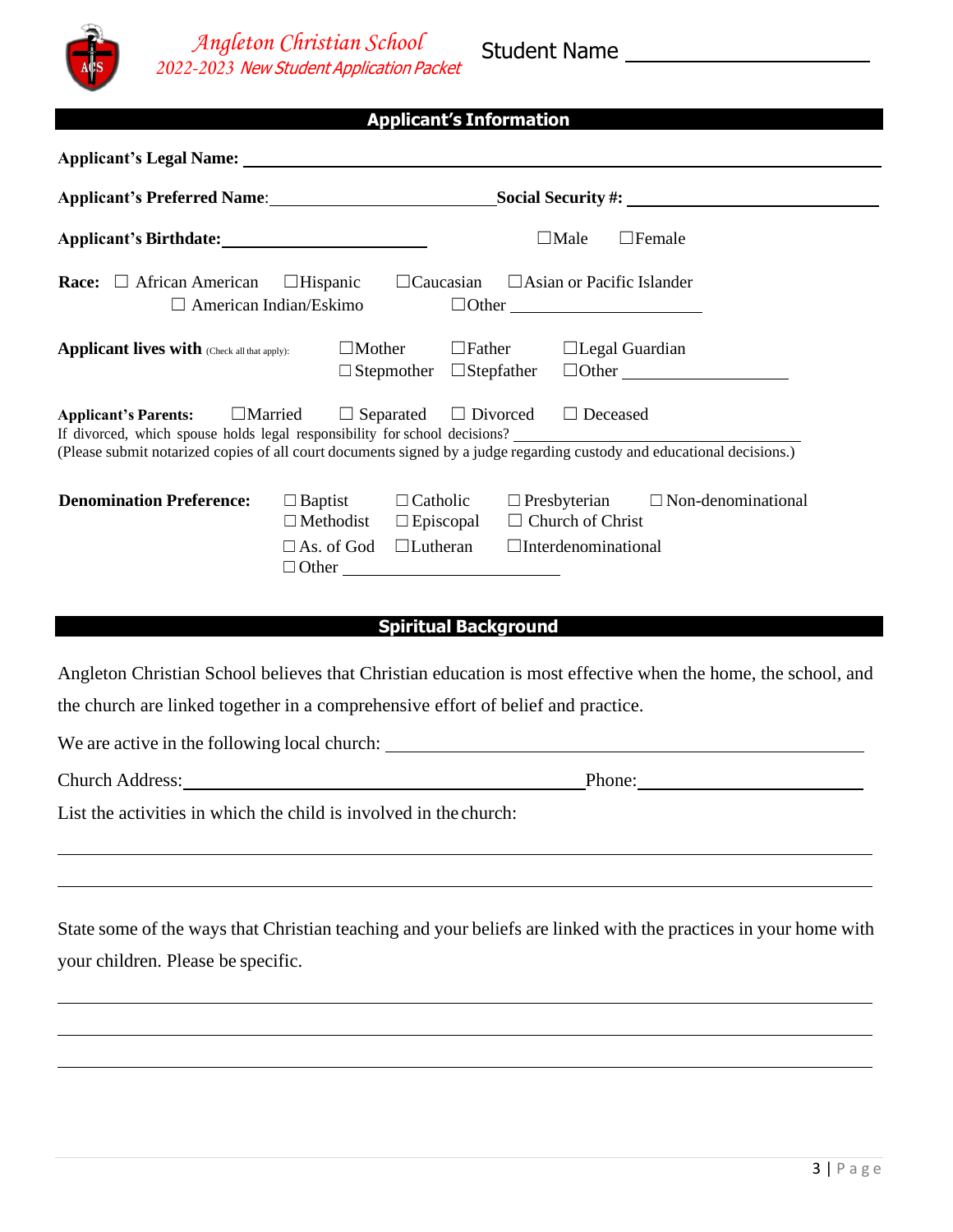Student Name ____________________

## Applicant's Information

**Applicant's Legal Name:** ______________________________________________

**Applicant's Preferred Name**: ____________________ **Social Security #:** ____________________

**Applicant's Birthdate:** ____________________ ☐Male ☐Female

**Race:** ☐ African American ☐Hispanic ☐Caucasian ☐Asian or Pacific Islander
☐ American Indian/Eskimo ☐Other ____________________

**Applicant lives with** (Check all that apply): ☐Mother ☐Father ☐Legal Guardian
☐ Stepmother ☐Stepfather ☐Other ____________________

**Applicant's Parents:** ☐Married ☐ Separated ☐ Divorced ☐ Deceased

If divorced, which spouse holds legal responsibility for school decisions? ____________________

(Please submit notarized copies of all court documents signed by a judge regarding custody and educational decisions.)

**Denomination Preference:** ☐ Baptist ☐ Catholic ☐ Presbyterian ☐ Non-denominational
☐ Methodist ☐ Episcopal ☐ Church of Christ
☐ As. of God ☐Lutheran ☐Interdenominational
☐ Other ____________________

## Spiritual Background

Angleton Christian School believes that Christian education is most effective when the home, the school, and the church are linked together in a comprehensive effort of belief and practice.

We are active in the following local church: ______________________________________________

Church Address: ______________________________ Phone: ____________________

List the activities in which the child is involved in the church:

______________________________________________

______________________________________________

State some of the ways that Christian teaching and your beliefs are linked with the practices in your home with your children. Please be specific.

______________________________________________

______________________________________________

______________________________________________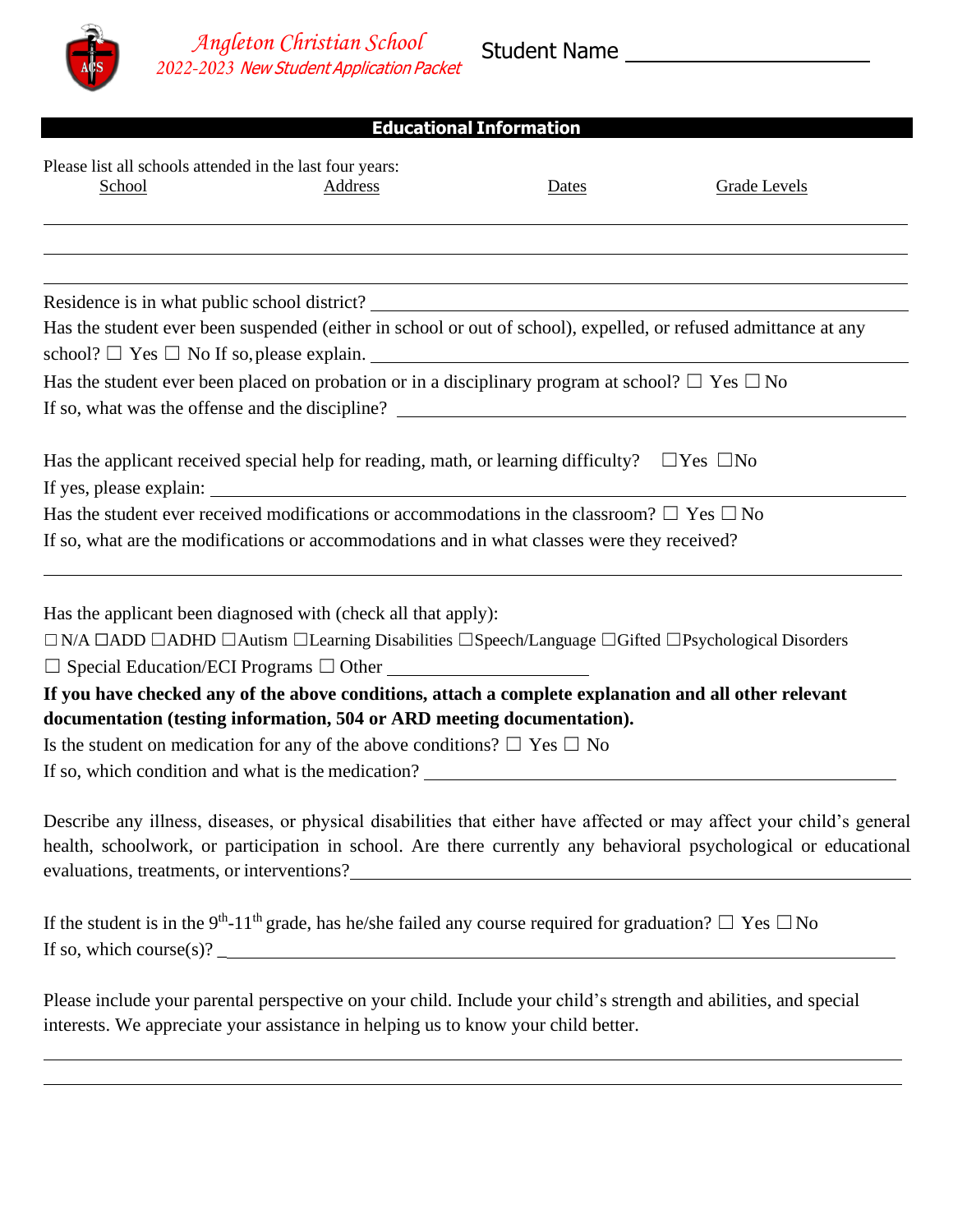Angleton Christian School
*2022-2023 New Student Application Packet*

Student Name ____________________

## Educational Information

Please list all schools attended in the last four years:

| School | Address | Dates | Grade Levels |
| --- | --- | --- | --- |
| | | | |
| | | | |
| | | | |

Residence is in what public school district? ____________________

Has the student ever been suspended (either in school or out of school), expelled, or refused admittance at any school? ☐ Yes ☐ No If so, please explain. ____________________

Has the student ever been placed on probation or in a disciplinary program at school? ☐ Yes ☐ No

If so, what was the offense and the discipline? ____________________

Has the applicant received special help for reading, math, or learning difficulty? ☐Yes ☐No

If yes, please explain: ____________________

Has the student ever received modifications or accommodations in the classroom? ☐ Yes ☐ No

If so, what are the modifications or accommodations and in what classes were they received?

____________________

Has the applicant been diagnosed with (check all that apply):

☐ N/A ☐ADD ☐ADHD ☐Autism ☐Learning Disabilities ☐Speech/Language ☐Gifted ☐Psychological Disorders

☐ Special Education/ECI Programs ☐ Other ____________________

**If you have checked any of the above conditions, attach a complete explanation and all other relevant documentation (testing information, 504 or ARD meeting documentation).**

Is the student on medication for any of the above conditions? ☐ Yes ☐ No

If so, which condition and what is the medication? ____________________

Describe any illness, diseases, or physical disabilities that either have affected or may affect your child's general health, schoolwork, or participation in school. Are there currently any behavioral psychological or educational evaluations, treatments, or interventions? ____________________

If the student is in the 9th-11th grade, has he/she failed any course required for graduation? ☐ Yes ☐ No

If so, which course(s)? ____________________

Please include your parental perspective on your child. Include your child's strength and abilities, and special interests. We appreciate your assistance in helping us to know your child better.

____________________

____________________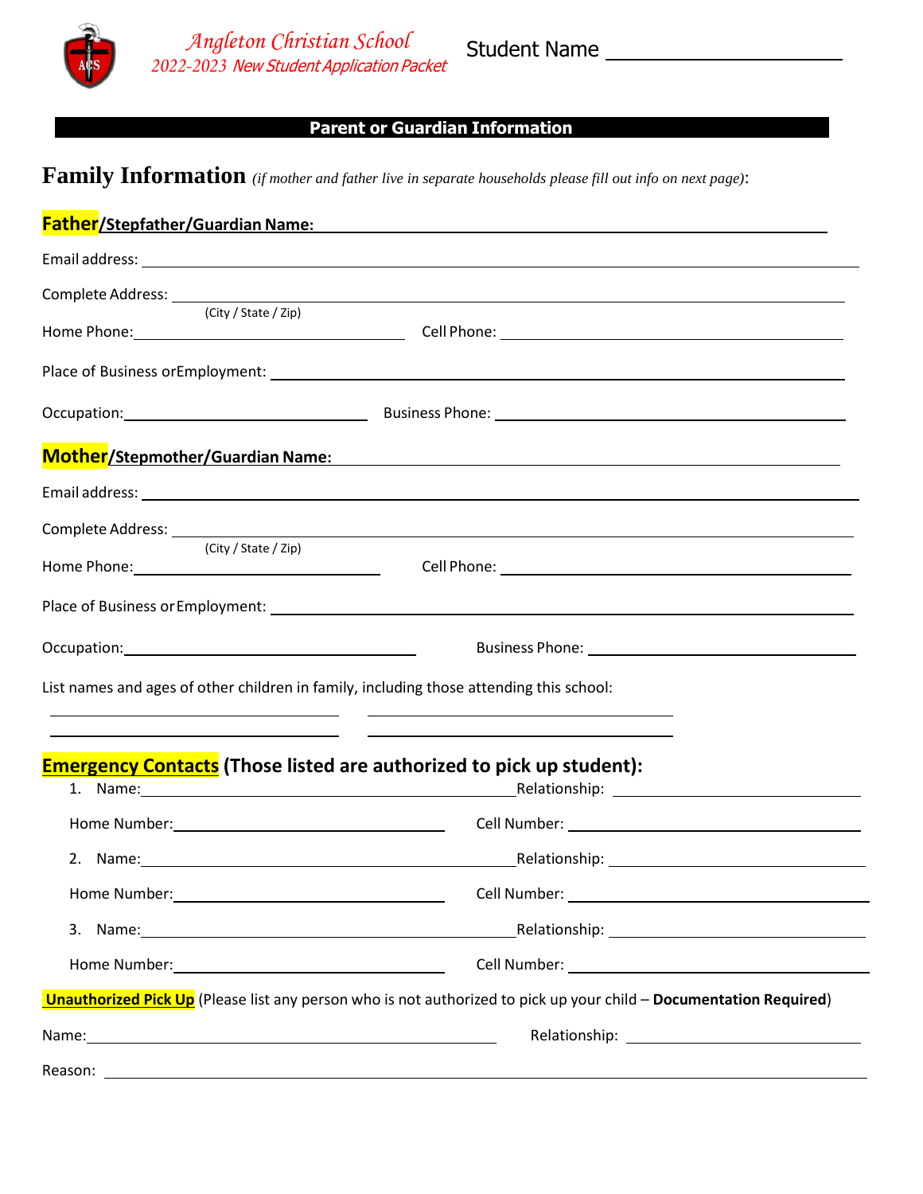Angleton Christian School
*2022-2023 New Student Application Packet*

Student Name ______________________

**Parent or Guardian Information**

## Family Information *(if mother and father live in separate households please fill out info on next page)*:

**Father/Stepfather/Guardian Name:** ______________________________________________

Email address: ______________________________________________

Complete Address: ______________________________________________
(City / State / Zip)

Home Phone: ______________________ Cell Phone: ______________________

Place of Business or Employment: ______________________________________________

Occupation: ______________________ Business Phone: ______________________

**Mother/Stepmother/Guardian Name:** ______________________________________________

Email address: ______________________________________________

Complete Address: ______________________________________________
(City / State / Zip)

Home Phone: ______________________ Cell Phone: ______________________

Place of Business or Employment: ______________________________________________

Occupation: ______________________ Business Phone: ______________________

List names and ages of other children in family, including those attending this school:

______________________ ______________________

______________________ ______________________

**Emergency Contacts (Those listed are authorized to pick up student):**

1. Name: ______________________ Relationship: ______________________

   Home Number: ______________________ Cell Number: ______________________

2. Name: ______________________ Relationship: ______________________

   Home Number: ______________________ Cell Number: ______________________

3. Name: ______________________ Relationship: ______________________

   Home Number: ______________________ Cell Number: ______________________

**Unauthorized Pick Up** (Please list any person who is not authorized to pick up your child – **Documentation Required**)

Name: ______________________ Relationship: ______________________

Reason: ______________________________________________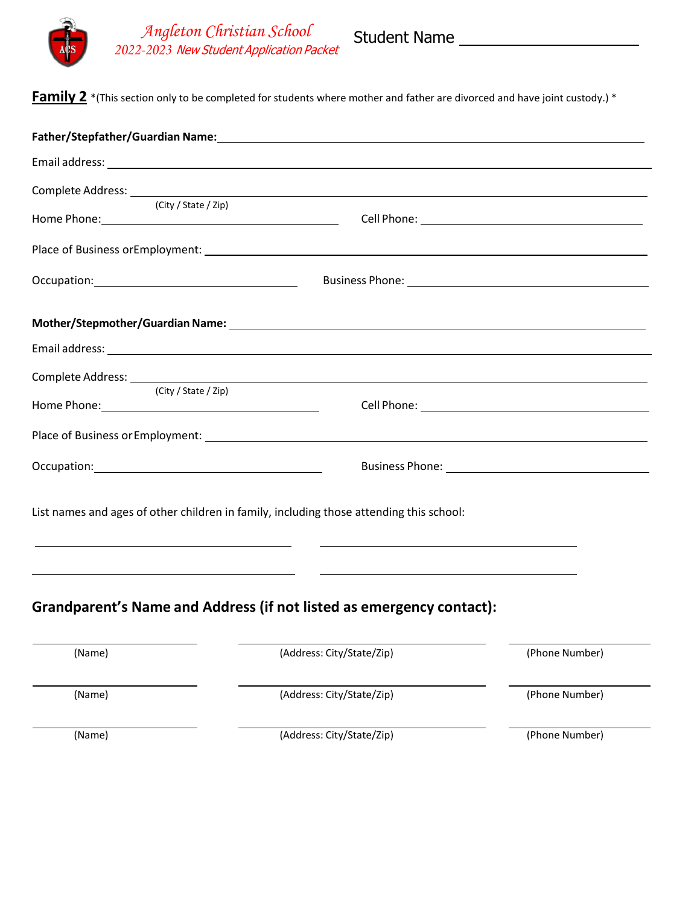*Angleton Christian School*
*2022-2023 New Student Application Packet*

Student Name ______________________

**Family 2** *(This section only to be completed for students where mother and father are divorced and have joint custody.) *

**Father/Stepfather/Guardian Name:** ____________________________________________

Email address: ____________________________________________

Complete Address: ____________________________________________
(City / State / Zip)

Home Phone: ______________________ Cell Phone: ______________________

Place of Business orEmployment: ____________________________________________

Occupation: ______________________ Business Phone: ______________________

**Mother/Stepmother/Guardian Name:** ____________________________________________

Email address: ____________________________________________

Complete Address: ____________________________________________
(City / State / Zip)

Home Phone: ______________________ Cell Phone: ______________________

Place of Business or Employment: ____________________________________________

Occupation: ______________________ Business Phone: ______________________

List names and ages of other children in family, including those attending this school:

______________________ ______________________

______________________ ______________________

## Grandparent's Name and Address (if not listed as emergency contact):

| (Name) | (Address: City/State/Zip) | (Phone Number) |
|---|---|---|
| (Name) | (Address: City/State/Zip) | (Phone Number) |
| (Name) | (Address: City/State/Zip) | (Phone Number) |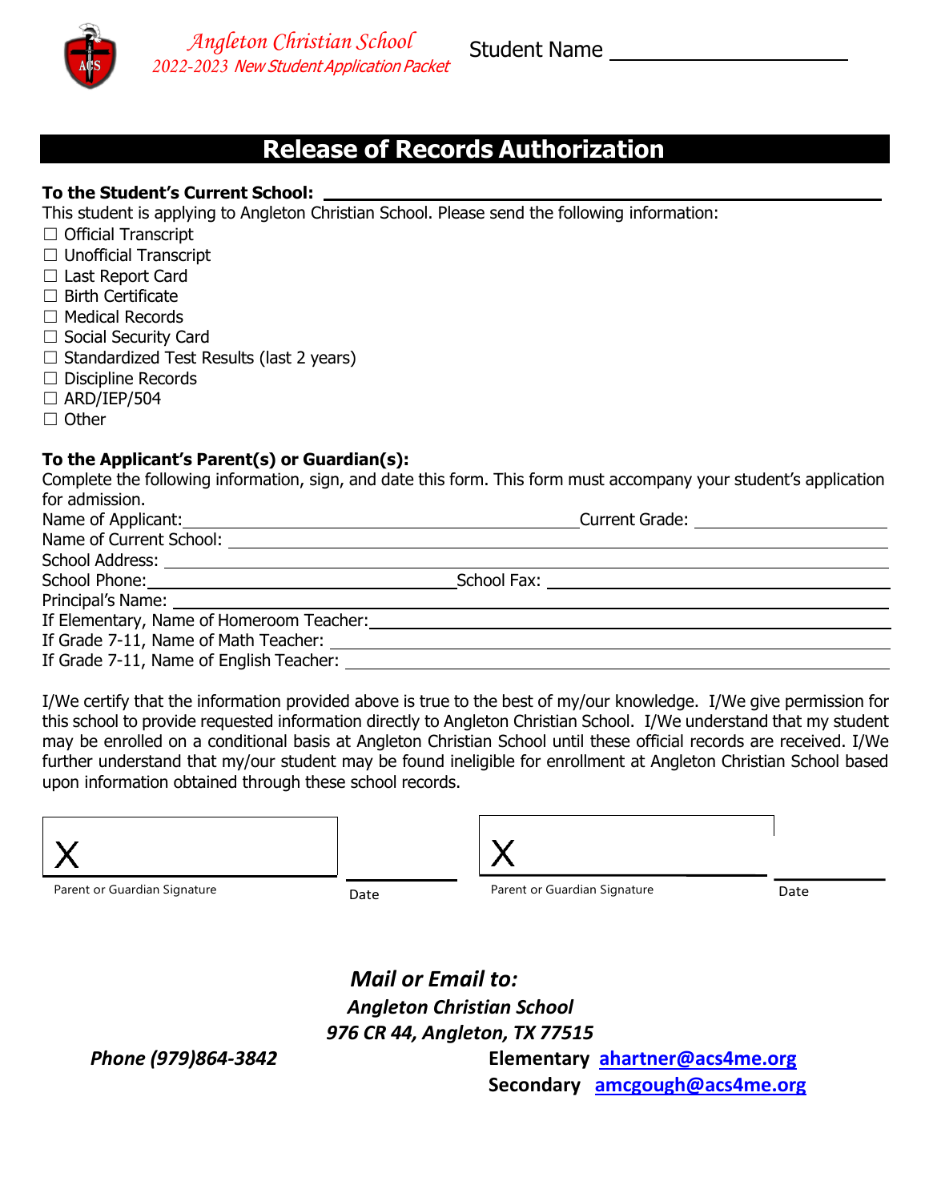Angleton Christian School
2022-2023 New Student Application Packet

Student Name ____________________

## Release of Records Authorization

**To the Student's Current School:** ______________________________________________

This student is applying to Angleton Christian School. Please send the following information:

☐ Official Transcript
☐ Unofficial Transcript
☐ Last Report Card
☐ Birth Certificate
☐ Medical Records
☐ Social Security Card
☐ Standardized Test Results (last 2 years)
☐ Discipline Records
☐ ARD/IEP/504
☐ Other

**To the Applicant's Parent(s) or Guardian(s):**

Complete the following information, sign, and date this form. This form must accompany your student's application for admission.

Name of Applicant: ______________________________ Current Grade: ______________

Name of Current School: ______________________________________________

School Address: ______________________________________________

School Phone: ______________________ School Fax: ______________________

Principal's Name: ______________________________________________

If Elementary, Name of Homeroom Teacher: ______________________________

If Grade 7-11, Name of Math Teacher: ______________________________

If Grade 7-11, Name of English Teacher: ______________________________

I/We certify that the information provided above is true to the best of my/our knowledge. I/We give permission for this school to provide requested information directly to Angleton Christian School. I/We understand that my student may be enrolled on a conditional basis at Angleton Christian School until these official records are received. I/We further understand that my/our student may be found ineligible for enrollment at Angleton Christian School based upon information obtained through these school records.

X ______________________ ____________ X ______________________ ____________

Parent or Guardian Signature Date Parent or Guardian Signature Date

***Mail or Email to:***

***Angleton Christian School***

***976 CR 44, Angleton, TX 77515***

***Phone (979)864-3842***

**Elementary** ahartner@acs4me.org

**Secondary** amcgough@acs4me.org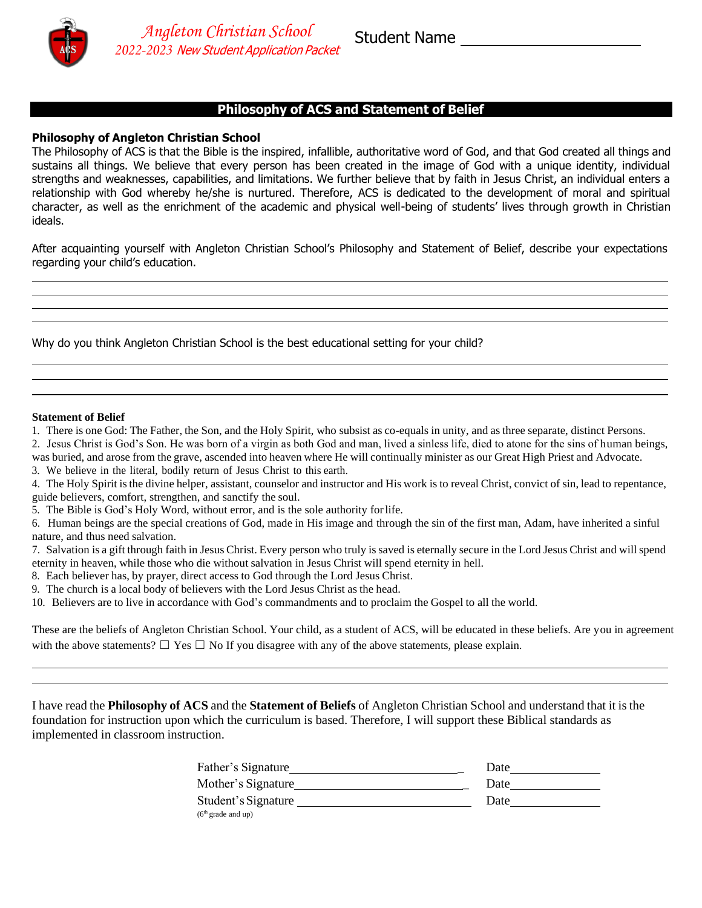Angleton Christian School
2022-2023 New Student Application Packet

Student Name ____________________

## Philosophy of ACS and Statement of Belief

### Philosophy of Angleton Christian School

The Philosophy of ACS is that the Bible is the inspired, infallible, authoritative word of God, and that God created all things and sustains all things. We believe that every person has been created in the image of God with a unique identity, individual strengths and weaknesses, capabilities, and limitations. We further believe that by faith in Jesus Christ, an individual enters a relationship with God whereby he/she is nurtured. Therefore, ACS is dedicated to the development of moral and spiritual character, as well as the enrichment of the academic and physical well-being of students' lives through growth in Christian ideals.

After acquainting yourself with Angleton Christian School's Philosophy and Statement of Belief, describe your expectations regarding your child's education.

________________________________________________________________________________

________________________________________________________________________________

________________________________________________________________________________

________________________________________________________________________________

Why do you think Angleton Christian School is the best educational setting for your child?

________________________________________________________________________________

________________________________________________________________________________

________________________________________________________________________________

### Statement of Belief

1. There is one God: The Father, the Son, and the Holy Spirit, who subsist as co-equals in unity, and as three separate, distinct Persons.
2. Jesus Christ is God's Son. He was born of a virgin as both God and man, lived a sinless life, died to atone for the sins of human beings, was buried, and arose from the grave, ascended into heaven where He will continually minister as our Great High Priest and Advocate.
3. We believe in the literal, bodily return of Jesus Christ to this earth.
4. The Holy Spirit is the divine helper, assistant, counselor and instructor and His work is to reveal Christ, convict of sin, lead to repentance, guide believers, comfort, strengthen, and sanctify the soul.
5. The Bible is God's Holy Word, without error, and is the sole authority for life.
6. Human beings are the special creations of God, made in His image and through the sin of the first man, Adam, have inherited a sinful nature, and thus need salvation.
7. Salvation is a gift through faith in Jesus Christ. Every person who truly is saved is eternally secure in the Lord Jesus Christ and will spend eternity in heaven, while those who die without salvation in Jesus Christ will spend eternity in hell.
8. Each believer has, by prayer, direct access to God through the Lord Jesus Christ.
9. The church is a local body of believers with the Lord Jesus Christ as the head.
10. Believers are to live in accordance with God's commandments and to proclaim the Gospel to all the world.

These are the beliefs of Angleton Christian School. Your child, as a student of ACS, will be educated in these beliefs. Are you in agreement with the above statements? ☐ Yes ☐ No If you disagree with any of the above statements, please explain.

________________________________________________________________________________

________________________________________________________________________________

I have read the **Philosophy of ACS** and the **Statement of Beliefs** of Angleton Christian School and understand that it is the foundation for instruction upon which the curriculum is based. Therefore, I will support these Biblical standards as implemented in classroom instruction.

Father's Signature ____________________________ Date ______________

Mother's Signature ____________________________ Date ______________

Student's Signature ____________________________ Date ______________
(6th grade and up)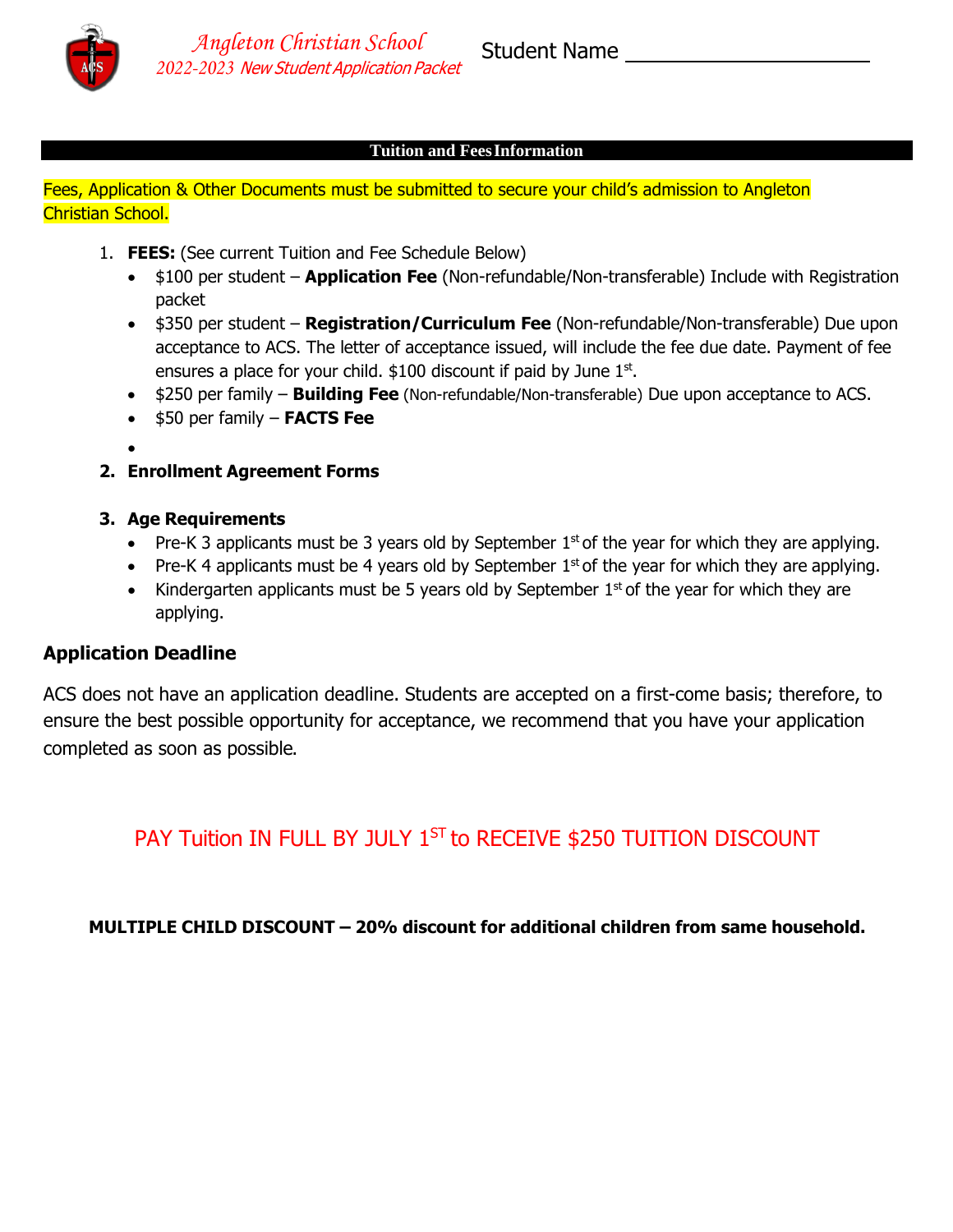Angleton Christian School
2022-2023 New Student Application Packet

Student Name ____________________

## Tuition and Fees Information

Fees, Application & Other Documents must be submitted to secure your child's admission to Angleton Christian School.

1. **FEES:** (See current Tuition and Fee Schedule Below)
   - $100 per student – **Application Fee** (Non-refundable/Non-transferable) Include with Registration packet
   - $350 per student – **Registration/Curriculum Fee** (Non-refundable/Non-transferable) Due upon acceptance to ACS. The letter of acceptance issued, will include the fee due date. Payment of fee ensures a place for your child. $100 discount if paid by June 1st.
   - $250 per family – **Building Fee** (Non-refundable/Non-transferable) Due upon acceptance to ACS.
   - $50 per family – **FACTS Fee**
   -
2. **Enrollment Agreement Forms**

3. **Age Requirements**
   - Pre-K 3 applicants must be 3 years old by September 1st of the year for which they are applying.
   - Pre-K 4 applicants must be 4 years old by September 1st of the year for which they are applying.
   - Kindergarten applicants must be 5 years old by September 1st of the year for which they are applying.

### Application Deadline

ACS does not have an application deadline. Students are accepted on a first-come basis; therefore, to ensure the best possible opportunity for acceptance, we recommend that you have your application completed as soon as possible.

PAY Tuition IN FULL BY JULY 1ST to RECEIVE $250 TUITION DISCOUNT

**MULTIPLE CHILD DISCOUNT – 20% discount for additional children from same household.**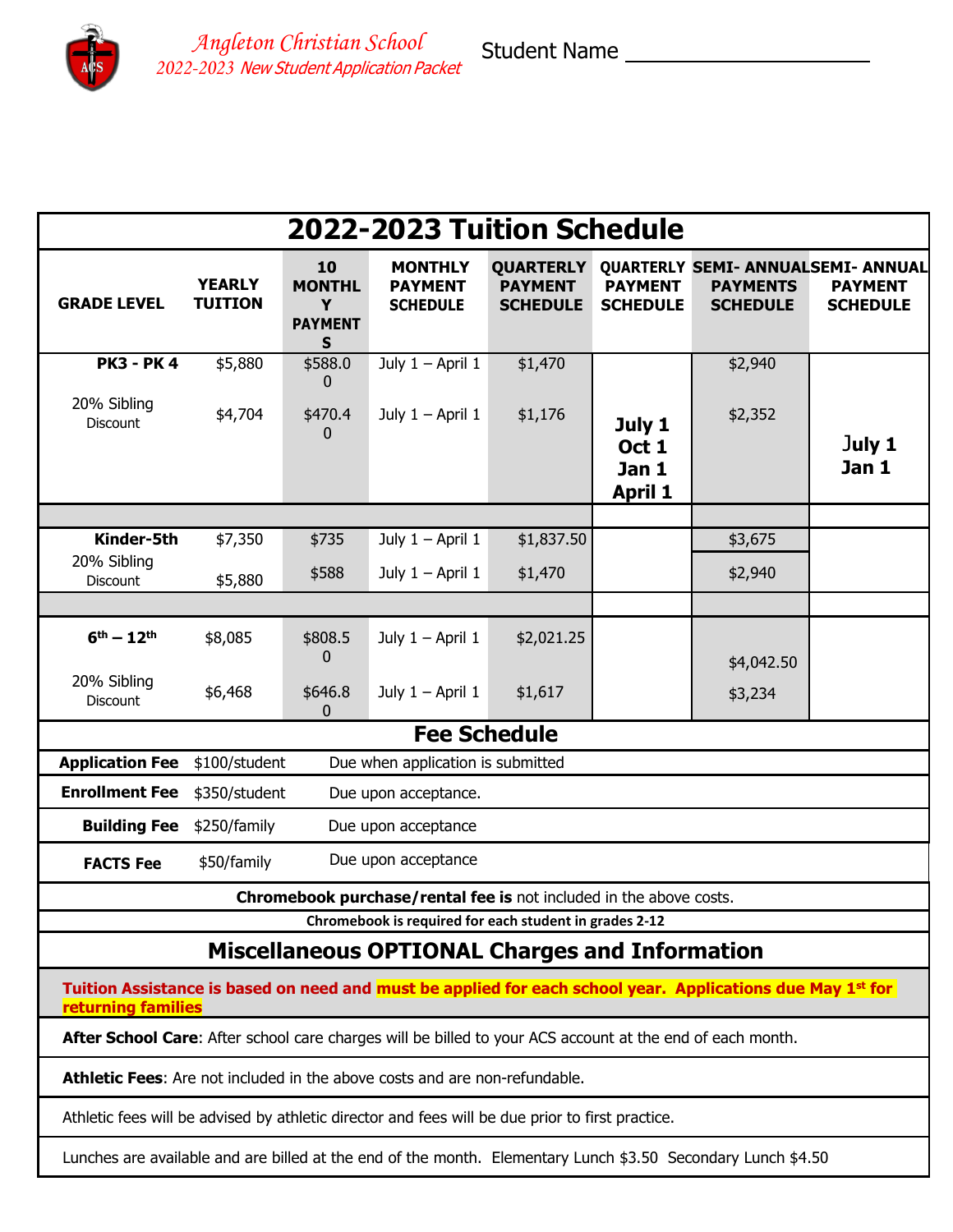*Angleton Christian School*
*2022-2023 New Student Application Packet*

Student Name ____________________

# 2022-2023 Tuition Schedule

| GRADE LEVEL | YEARLY TUITION | 10 MONTHLY PAYMENTS | MONTHLY PAYMENT SCHEDULE | QUARTERLY PAYMENT SCHEDULE | QUARTERLY PAYMENT SCHEDULE | SEMI- ANNUAL PAYMENTS SCHEDULE | SEMI- ANNUAL PAYMENT SCHEDULE |
|---|---|---|---|---|---|---|---|
| **PK3 - PK 4** | $5,880 | $588.00 | July 1 – April 1 | $1,470 | **July 1 Oct 1 Jan 1 April 1** | $2,940 | **July 1 Jan 1** |
| 20% Sibling Discount | $4,704 | $470.40 | July 1 – April 1 | $1,176 | | $2,352 | |
| **Kinder-5th** | $7,350 | $735 | July 1 – April 1 | $1,837.50 | | $3,675 | |
| 20% Sibling Discount | $5,880 | $588 | July 1 – April 1 | $1,470 | | $2,940 | |
| **6th – 12th** | $8,085 | $808.50 | July 1 – April 1 | $2,021.25 | | $4,042.50 | |
| 20% Sibling Discount | $6,468 | $646.80 | July 1 – April 1 | $1,617 | | $3,234 | |

## Fee Schedule

| Fee | Amount | Due |
|---|---|---|
| **Application Fee** | $100/student | Due when application is submitted |
| **Enrollment Fee** | $350/student | Due upon acceptance. |
| **Building Fee** | $250/family | Due upon acceptance |
| **FACTS Fee** | $50/family | Due upon acceptance |

**Chromebook purchase/rental fee is** not included in the above costs.

**Chromebook is required for each student in grades 2-12**

## Miscellaneous OPTIONAL Charges and Information

**Tuition Assistance is based on need and must be applied for each school year. Applications due May 1st for returning families**

**After School Care**: After school care charges will be billed to your ACS account at the end of each month.

**Athletic Fees**: Are not included in the above costs and are non-refundable.

Athletic fees will be advised by athletic director and fees will be due prior to first practice.

Lunches are available and are billed at the end of the month. Elementary Lunch $3.50 Secondary Lunch $4.50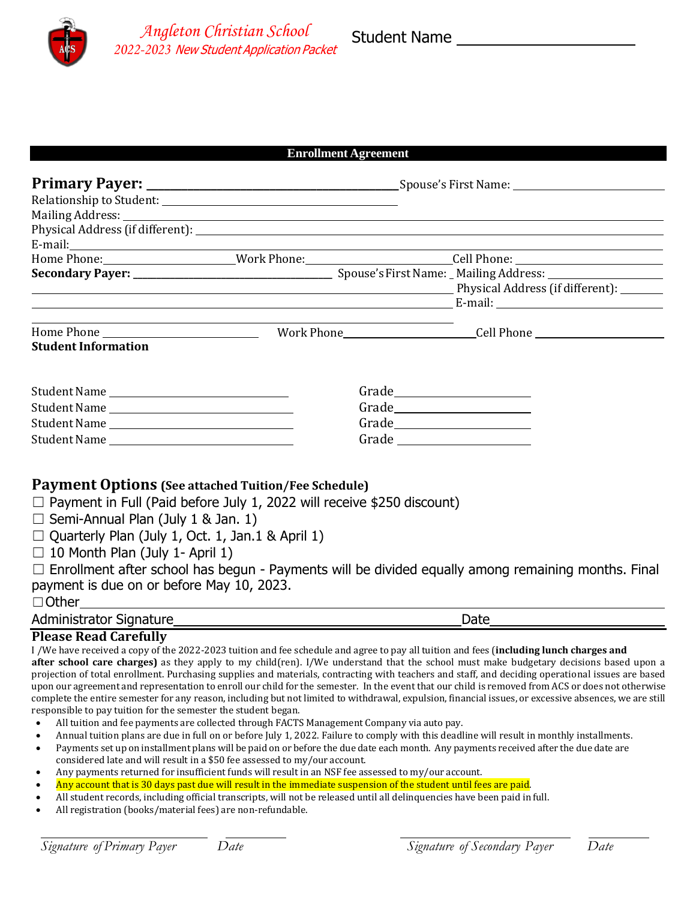Angleton Christian School
2022-2023 New Student Application Packet

Student Name ____________________

## Enrollment Agreement

**Primary Payer:** ______________________ Spouse's First Name: ______________

Relationship to Student: ______________________

Mailing Address: ______________________________________________

Physical Address (if different): ______________________________________________

E-mail: ______________________________________________

Home Phone: ______________ Work Phone: ______________ Cell Phone: ______________

**Secondary Payer:** ______________________ Spouse's First Name: _ Mailing Address: ______________

______________________________________________ Physical Address (if different): ________

______________________________________________ E-mail: ______________

______________________________________________

Home Phone ______________ Work Phone ______________ Cell Phone ______________

**Student Information**

Student Name ______________________ Grade ______________

Student Name ______________________ Grade ______________

Student Name ______________________ Grade ______________

Student Name ______________________ Grade ______________

## Payment Options (See attached Tuition/Fee Schedule)

☐ Payment in Full (Paid before July 1, 2022 will receive $250 discount)

☐ Semi-Annual Plan (July 1 & Jan. 1)

☐ Quarterly Plan (July 1, Oct. 1, Jan.1 & April 1)

☐ 10 Month Plan (July 1- April 1)

☐ Enrollment after school has begun - Payments will be divided equally among remaining months. Final payment is due on or before May 10, 2023.

☐Other ______________________________________________

Administrator Signature ______________________________ Date ______________

### Please Read Carefully

I /We have received a copy of the 2022-2023 tuition and fee schedule and agree to pay all tuition and fees (**including lunch charges and after school care charges)** as they apply to my child(ren). I/We understand that the school must make budgetary decisions based upon a projection of total enrollment. Purchasing supplies and materials, contracting with teachers and staff, and deciding operational issues are based upon our agreement and representation to enroll our child for the semester. In the event that our child is removed from ACS or does not otherwise complete the entire semester for any reason, including but not limited to withdrawal, expulsion, financial issues, or excessive absences, we are still responsible to pay tuition for the semester the student began.

- All tuition and fee payments are collected through FACTS Management Company via auto pay.
- Annual tuition plans are due in full on or before July 1, 2022. Failure to comply with this deadline will result in monthly installments.
- Payments set up on installment plans will be paid on or before the due date each month. Any payments received after the due date are considered late and will result in a $50 fee assessed to my/our account.
- Any payments returned for insufficient funds will result in an NSF fee assessed to my/our account.
- Any account that is 30 days past due will result in the immediate suspension of the student until fees are paid.
- All student records, including official transcripts, will not be released until all delinquencies have been paid in full.
- All registration (books/material fees) are non-refundable.

______________________ ________ ______________________ ________

*Signature of Primary Payer* *Date* *Signature of Secondary Payer* *Date*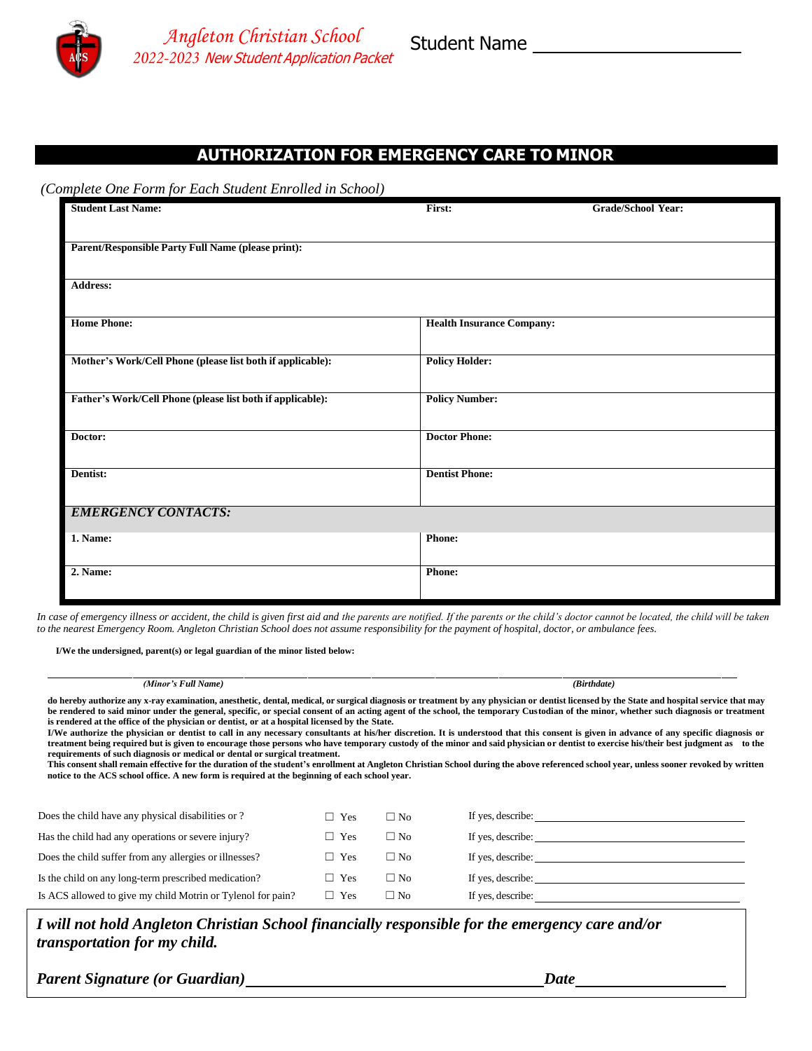Angleton Christian School
2022-2023 New Student Application Packet

Student Name ______________________

## AUTHORIZATION FOR EMERGENCY CARE TO MINOR

*(Complete One Form for Each Student Enrolled in School)*

| **Student Last Name:** | **First:** | **Grade/School Year:** |
|---|---|---|
| **Parent/Responsible Party Full Name (please print):** | | |
| **Address:** | | |
| **Home Phone:** | **Health Insurance Company:** | |
| **Mother's Work/Cell Phone (please list both if applicable):** | **Policy Holder:** | |
| **Father's Work/Cell Phone (please list both if applicable):** | **Policy Number:** | |
| **Doctor:** | **Doctor Phone:** | |
| **Dentist:** | **Dentist Phone:** | |
| ***EMERGENCY CONTACTS:*** | | |
| **1. Name:** | **Phone:** | |
| **2. Name:** | **Phone:** | |

*In case of emergency illness or accident, the child is given first aid and the parents are notified. If the parents or the child's doctor cannot be located, the child will be taken to the nearest Emergency Room. Angleton Christian School does not assume responsibility for the payment of hospital, doctor, or ambulance fees.*

**I/We the undersigned, parent(s) or legal guardian of the minor listed below:**

______________________________________________ ______________________
***(Minor's Full Name)*** ***(Birthdate)***

**do hereby authorize any x-ray examination, anesthetic, dental, medical, or surgical diagnosis or treatment by any physician or dentist licensed by the State and hospital service that may be rendered to said minor under the general, specific, or special consent of an acting agent of the school, the temporary Custodian of the minor, whether such diagnosis or treatment is rendered at the office of the physician or dentist, or at a hospital licensed by the State.**

**I/We authorize the physician or dentist to call in any necessary consultants at his/her discretion. It is understood that this consent is given in advance of any specific diagnosis or treatment being required but is given to encourage those persons who have temporary custody of the minor and said physician or dentist to exercise his/their best judgment as to the requirements of such diagnosis or medical or dental or surgical treatment.**

**This consent shall remain effective for the duration of the student's enrollment at Angleton Christian School during the above referenced school year, unless sooner revoked by written notice to the ACS school office. A new form is required at the beginning of each school year.**

| | | | |
|---|---|---|---|
| Does the child have any physical disabilities or ? | ☐ Yes | ☐ No | If yes, describe: ____________ |
| Has the child had any operations or severe injury? | ☐ Yes | ☐ No | If yes, describe: ____________ |
| Does the child suffer from any allergies or illnesses? | ☐ Yes | ☐ No | If yes, describe: ____________ |
| Is the child on any long-term prescribed medication? | ☐ Yes | ☐ No | If yes, describe: ____________ |
| Is ACS allowed to give my child Motrin or Tylenol for pain? | ☐ Yes | ☐ No | If yes, describe: ____________ |

***I will not hold Angleton Christian School financially responsible for the emergency care and/or transportation for my child.***

***Parent Signature (or Guardian)*** ______________________________ ***Date*** ______________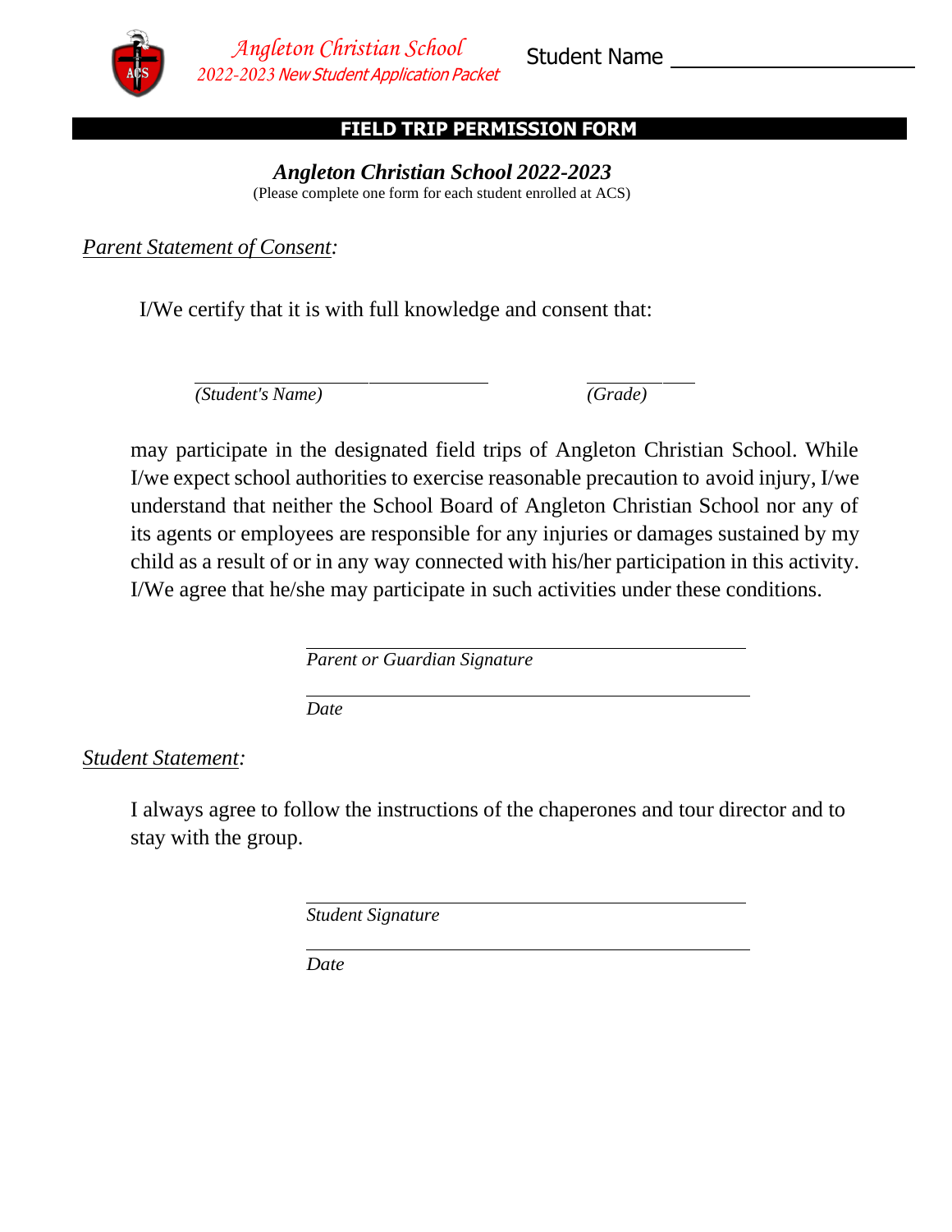## FIELD TRIP PERMISSION FORM

***Angleton Christian School 2022-2023***

(Please complete one form for each student enrolled at ACS)

*Parent Statement of Consent:*

I/We certify that it is with full knowledge and consent that:

______________________________ ____________

*(Student's Name)* *(Grade)*

may participate in the designated field trips of Angleton Christian School. While I/we expect school authorities to exercise reasonable precaution to avoid injury, I/we understand that neither the School Board of Angleton Christian School nor any of its agents or employees are responsible for any injuries or damages sustained by my child as a result of or in any way connected with his/her participation in this activity. I/We agree that he/she may participate in such activities under these conditions.

______________________________

*Parent or Guardian Signature*

______________________________

*Date*

*Student Statement:*

I always agree to follow the instructions of the chaperones and tour director and to stay with the group.

______________________________

*Student Signature*

______________________________

*Date*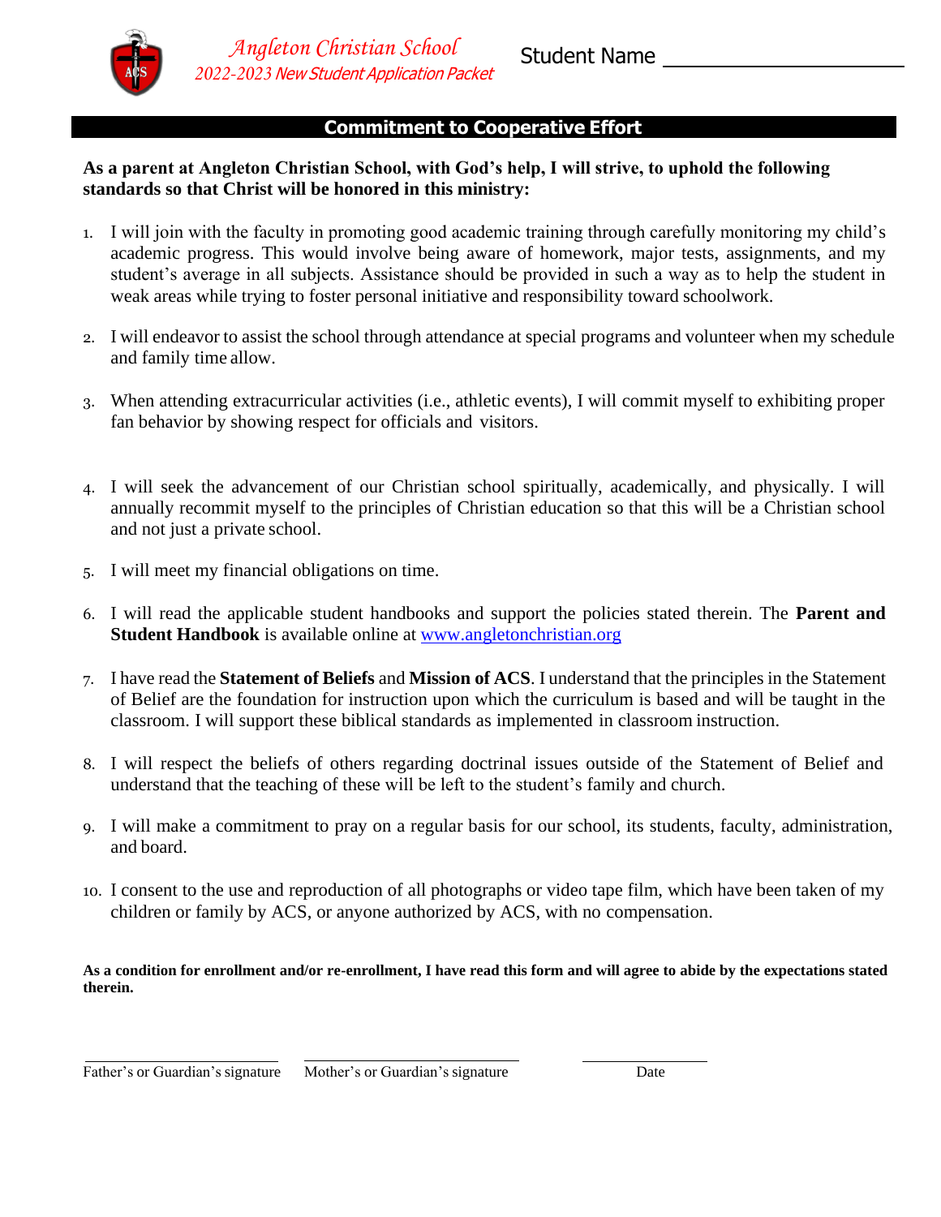Angleton Christian School
2022-2023 New Student Application Packet

Student Name ______________________

## Commitment to Cooperative Effort

**As a parent at Angleton Christian School, with God's help, I will strive, to uphold the following standards so that Christ will be honored in this ministry:**

1. I will join with the faculty in promoting good academic training through carefully monitoring my child's academic progress. This would involve being aware of homework, major tests, assignments, and my student's average in all subjects. Assistance should be provided in such a way as to help the student in weak areas while trying to foster personal initiative and responsibility toward schoolwork.

2. I will endeavor to assist the school through attendance at special programs and volunteer when my schedule and family time allow.

3. When attending extracurricular activities (i.e., athletic events), I will commit myself to exhibiting proper fan behavior by showing respect for officials and visitors.

4. I will seek the advancement of our Christian school spiritually, academically, and physically. I will annually recommit myself to the principles of Christian education so that this will be a Christian school and not just a private school.

5. I will meet my financial obligations on time.

6. I will read the applicable student handbooks and support the policies stated therein. The **Parent and Student Handbook** is available online at www.angletonchristian.org

7. I have read the **Statement of Beliefs** and **Mission of ACS**. I understand that the principles in the Statement of Belief are the foundation for instruction upon which the curriculum is based and will be taught in the classroom. I will support these biblical standards as implemented in classroom instruction.

8. I will respect the beliefs of others regarding doctrinal issues outside of the Statement of Belief and understand that the teaching of these will be left to the student's family and church.

9. I will make a commitment to pray on a regular basis for our school, its students, faculty, administration, and board.

10. I consent to the use and reproduction of all photographs or video tape film, which have been taken of my children or family by ACS, or anyone authorized by ACS, with no compensation.

**As a condition for enrollment and/or re-enrollment, I have read this form and will agree to abide by the expectations stated therein.**

______________________ Father's or Guardian's signature

______________________ Mother's or Guardian's signature

______________________ Date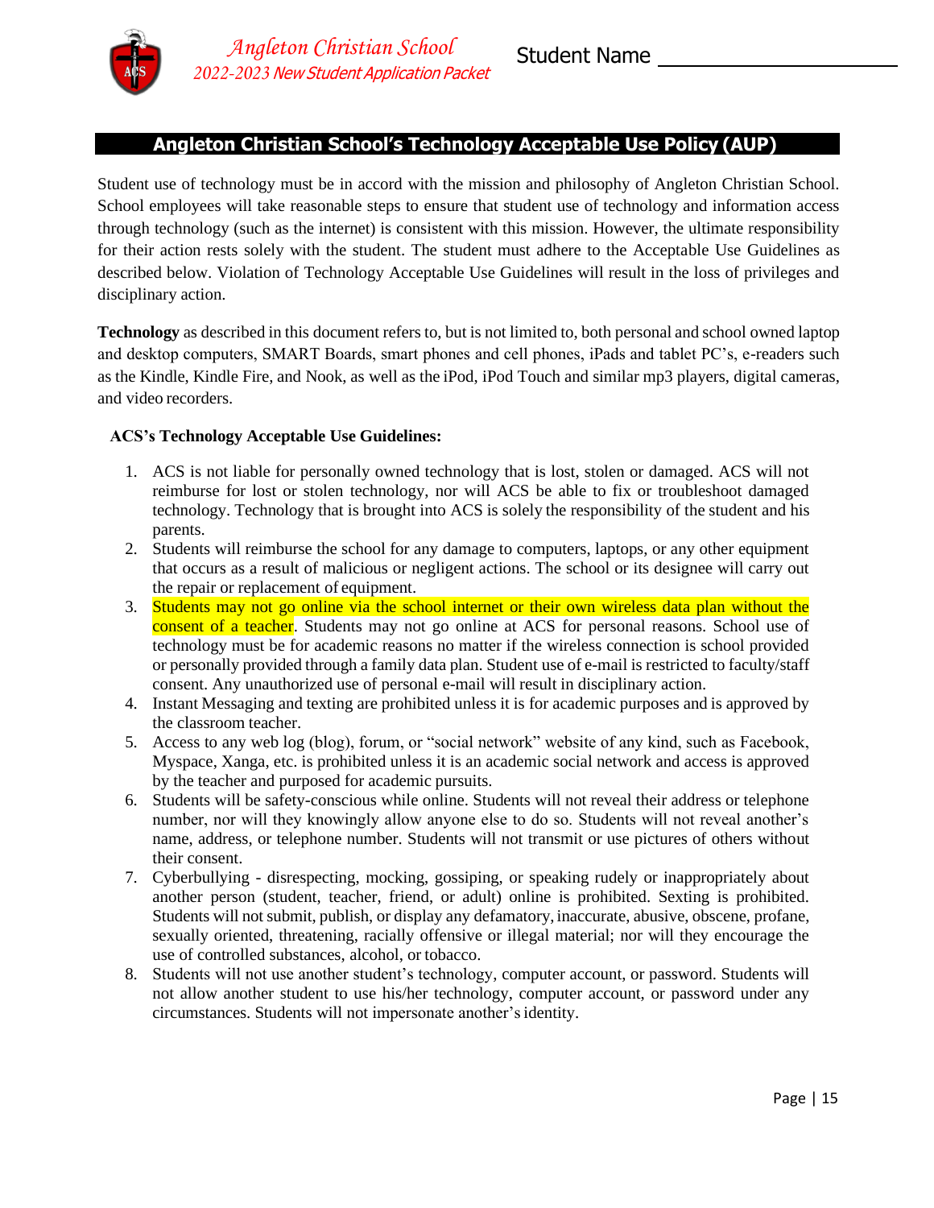## Angleton Christian School's Technology Acceptable Use Policy (AUP)

Student use of technology must be in accord with the mission and philosophy of Angleton Christian School. School employees will take reasonable steps to ensure that student use of technology and information access through technology (such as the internet) is consistent with this mission. However, the ultimate responsibility for their action rests solely with the student. The student must adhere to the Acceptable Use Guidelines as described below. Violation of Technology Acceptable Use Guidelines will result in the loss of privileges and disciplinary action.

**Technology** as described in this document refers to, but is not limited to, both personal and school owned laptop and desktop computers, SMART Boards, smart phones and cell phones, iPads and tablet PC's, e-readers such as the Kindle, Kindle Fire, and Nook, as well as the iPod, iPod Touch and similar mp3 players, digital cameras, and video recorders.

**ACS's Technology Acceptable Use Guidelines:**

1. ACS is not liable for personally owned technology that is lost, stolen or damaged. ACS will not reimburse for lost or stolen technology, nor will ACS be able to fix or troubleshoot damaged technology. Technology that is brought into ACS is solely the responsibility of the student and his parents.
2. Students will reimburse the school for any damage to computers, laptops, or any other equipment that occurs as a result of malicious or negligent actions. The school or its designee will carry out the repair or replacement of equipment.
3. Students may not go online via the school internet or their own wireless data plan without the consent of a teacher. Students may not go online at ACS for personal reasons. School use of technology must be for academic reasons no matter if the wireless connection is school provided or personally provided through a family data plan. Student use of e-mail is restricted to faculty/staff consent. Any unauthorized use of personal e-mail will result in disciplinary action.
4. Instant Messaging and texting are prohibited unless it is for academic purposes and is approved by the classroom teacher.
5. Access to any web log (blog), forum, or "social network" website of any kind, such as Facebook, Myspace, Xanga, etc. is prohibited unless it is an academic social network and access is approved by the teacher and purposed for academic pursuits.
6. Students will be safety-conscious while online. Students will not reveal their address or telephone number, nor will they knowingly allow anyone else to do so. Students will not reveal another's name, address, or telephone number. Students will not transmit or use pictures of others without their consent.
7. Cyberbullying - disrespecting, mocking, gossiping, or speaking rudely or inappropriately about another person (student, teacher, friend, or adult) online is prohibited. Sexting is prohibited. Students will not submit, publish, or display any defamatory, inaccurate, abusive, obscene, profane, sexually oriented, threatening, racially offensive or illegal material; nor will they encourage the use of controlled substances, alcohol, or tobacco.
8. Students will not use another student's technology, computer account, or password. Students will not allow another student to use his/her technology, computer account, or password under any circumstances. Students will not impersonate another's identity.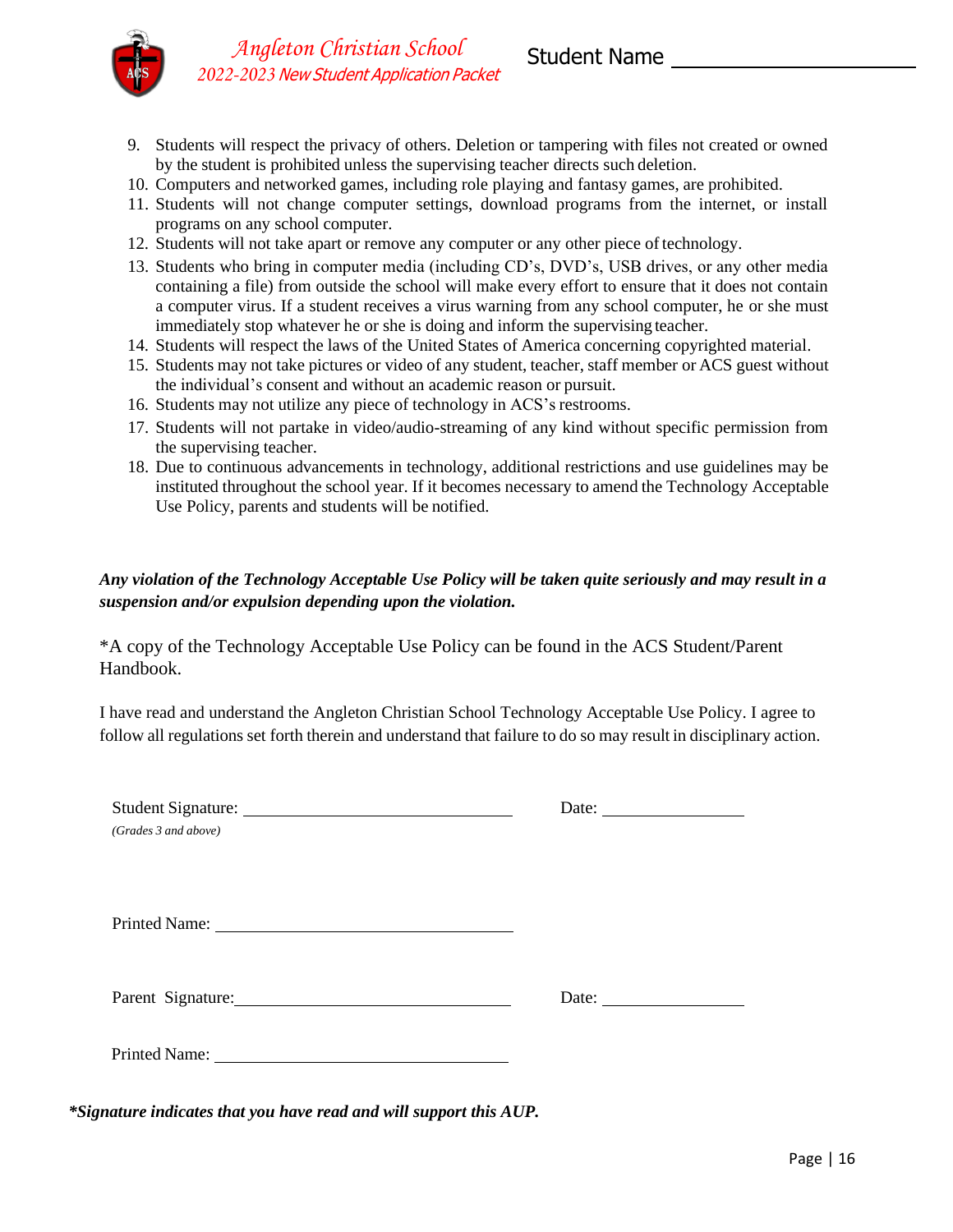9. Students will respect the privacy of others. Deletion or tampering with files not created or owned by the student is prohibited unless the supervising teacher directs such deletion.
10. Computers and networked games, including role playing and fantasy games, are prohibited.
11. Students will not change computer settings, download programs from the internet, or install programs on any school computer.
12. Students will not take apart or remove any computer or any other piece of technology.
13. Students who bring in computer media (including CD's, DVD's, USB drives, or any other media containing a file) from outside the school will make every effort to ensure that it does not contain a computer virus. If a student receives a virus warning from any school computer, he or she must immediately stop whatever he or she is doing and inform the supervising teacher.
14. Students will respect the laws of the United States of America concerning copyrighted material.
15. Students may not take pictures or video of any student, teacher, staff member or ACS guest without the individual's consent and without an academic reason or pursuit.
16. Students may not utilize any piece of technology in ACS's restrooms.
17. Students will not partake in video/audio-streaming of any kind without specific permission from the supervising teacher.
18. Due to continuous advancements in technology, additional restrictions and use guidelines may be instituted throughout the school year. If it becomes necessary to amend the Technology Acceptable Use Policy, parents and students will be notified.

***Any violation of the Technology Acceptable Use Policy will be taken quite seriously and may result in a suspension and/or expulsion depending upon the violation.***

*A copy of the Technology Acceptable Use Policy can be found in the ACS Student/Parent Handbook.

I have read and understand the Angleton Christian School Technology Acceptable Use Policy. I agree to follow all regulations set forth therein and understand that failure to do so may result in disciplinary action.

Student Signature: ______________________________ Date: ________________
*(Grades 3 and above)*

Printed Name: ______________________________

Parent Signature: ______________________________ Date: ________________

Printed Name: ______________________________

***Signature indicates that you have read and will support this AUP.***